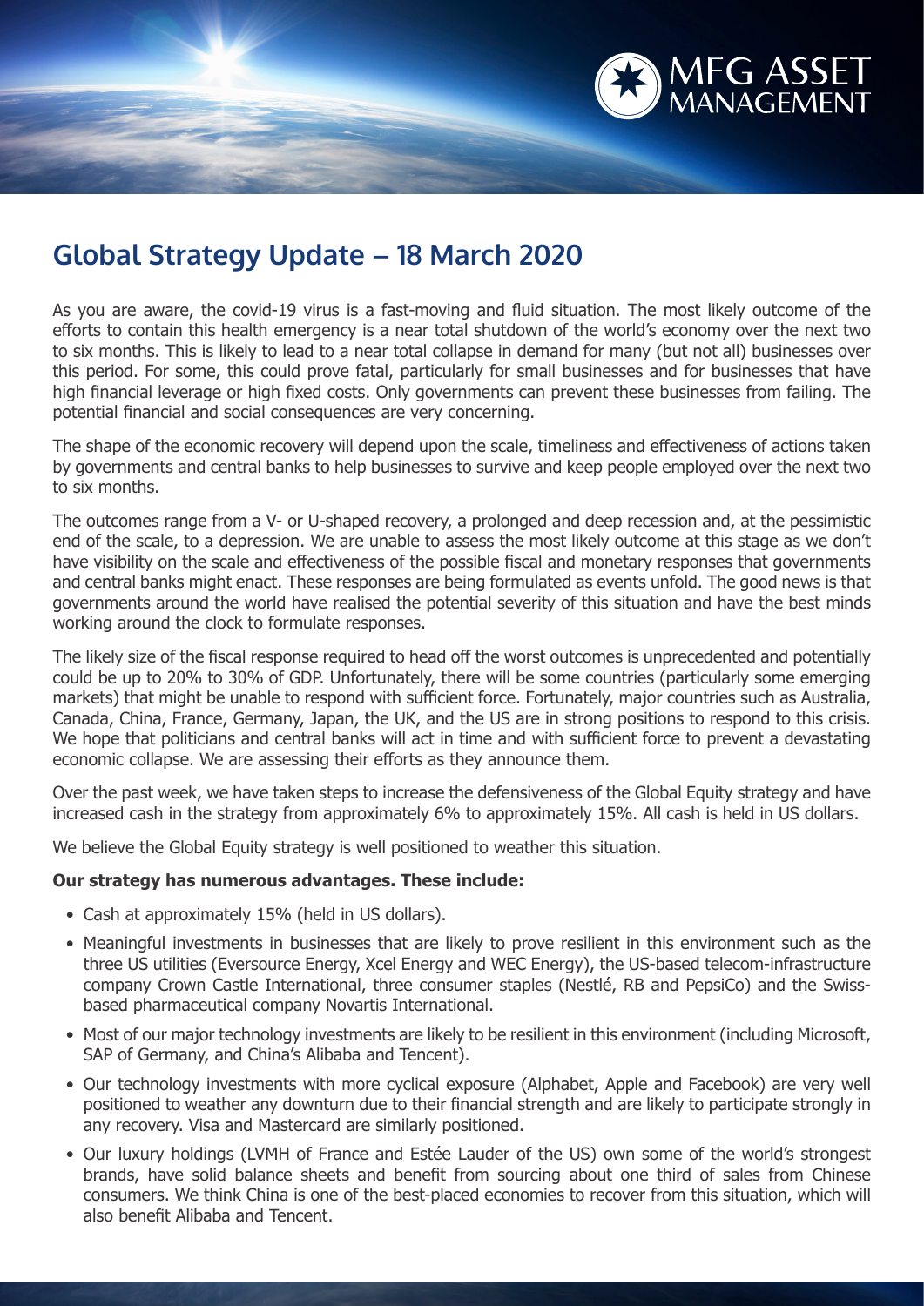# Global Strategy Update – 18 March 2020

As you are aware, the covid-19 virus is a fast-moving and fluid situation. The most likely outcome of the efforts to contain this health emergency is a near total shutdown of the world's economy over the next two to six months. This is likely to lead to a near total collapse in demand for many (but not all) businesses over this period. For some, this could prove fatal, particularly for small businesses and for businesses that have high financial leverage or high fixed costs. Only governments can prevent these businesses from failing. The potential financial and social consequences are very concerning.

The shape of the economic recovery will depend upon the scale, timeliness and effectiveness of actions taken by governments and central banks to help businesses to survive and keep people employed over the next two to six months.

The outcomes range from a V- or U-shaped recovery, a prolonged and deep recession and, at the pessimistic end of the scale, to a depression. We are unable to assess the most likely outcome at this stage as we don't have visibility on the scale and effectiveness of the possible fiscal and monetary responses that governments and central banks might enact. These responses are being formulated as events unfold. The good news is that governments around the world have realised the potential severity of this situation and have the best minds working around the clock to formulate responses.

The likely size of the fiscal response required to head off the worst outcomes is unprecedented and potentially could be up to 20% to 30% of GDP. Unfortunately, there will be some countries (particularly some emerging markets) that might be unable to respond with sufficient force. Fortunately, major countries such as Australia, Canada, China, France, Germany, Japan, the UK, and the US are in strong positions to respond to this crisis. We hope that politicians and central banks will act in time and with sufficient force to prevent a devastating economic collapse. We are assessing their efforts as they announce them.

Over the past week, we have taken steps to increase the defensiveness of the Global Equity strategy and have increased cash in the strategy from approximately 6% to approximately 15%. All cash is held in US dollars.

We believe the Global Equity strategy is well positioned to weather this situation.

**Our strategy has numerous advantages. These include:**

- Cash at approximately 15% (held in US dollars).
- Meaningful investments in businesses that are likely to prove resilient in this environment such as the three US utilities (Eversource Energy, Xcel Energy and WEC Energy), the US-based telecom-infrastructure company Crown Castle International, three consumer staples (Nestlé, RB and PepsiCo) and the Swiss-based pharmaceutical company Novartis International.
- Most of our major technology investments are likely to be resilient in this environment (including Microsoft, SAP of Germany, and China's Alibaba and Tencent).
- Our technology investments with more cyclical exposure (Alphabet, Apple and Facebook) are very well positioned to weather any downturn due to their financial strength and are likely to participate strongly in any recovery. Visa and Mastercard are similarly positioned.
- Our luxury holdings (LVMH of France and Estée Lauder of the US) own some of the world's strongest brands, have solid balance sheets and benefit from sourcing about one third of sales from Chinese consumers. We think China is one of the best-placed economies to recover from this situation, which will also benefit Alibaba and Tencent.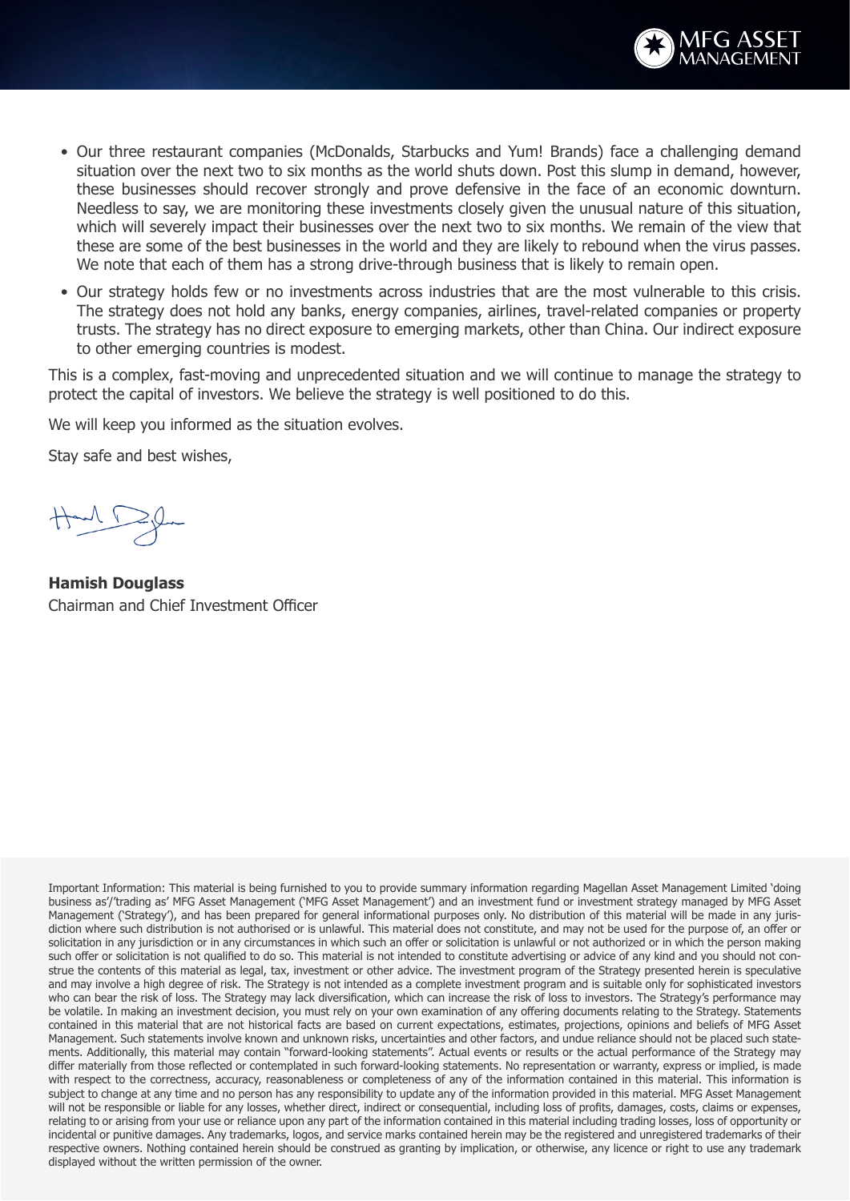- Our three restaurant companies (McDonalds, Starbucks and Yum! Brands) face a challenging demand situation over the next two to six months as the world shuts down. Post this slump in demand, however, these businesses should recover strongly and prove defensive in the face of an economic downturn. Needless to say, we are monitoring these investments closely given the unusual nature of this situation, which will severely impact their businesses over the next two to six months. We remain of the view that these are some of the best businesses in the world and they are likely to rebound when the virus passes. We note that each of them has a strong drive-through business that is likely to remain open.
- Our strategy holds few or no investments across industries that are the most vulnerable to this crisis. The strategy does not hold any banks, energy companies, airlines, travel-related companies or property trusts. The strategy has no direct exposure to emerging markets, other than China. Our indirect exposure to other emerging countries is modest.

This is a complex, fast-moving and unprecedented situation and we will continue to manage the strategy to protect the capital of investors. We believe the strategy is well positioned to do this.

We will keep you informed as the situation evolves.

Stay safe and best wishes,

**Hamish Douglass**
Chairman and Chief Investment Officer

Important Information: This material is being furnished to you to provide summary information regarding Magellan Asset Management Limited 'doing business as'/'trading as' MFG Asset Management ('MFG Asset Management') and an investment fund or investment strategy managed by MFG Asset Management ('Strategy'), and has been prepared for general informational purposes only. No distribution of this material will be made in any jurisdiction where such distribution is not authorised or is unlawful. This material does not constitute, and may not be used for the purpose of, an offer or solicitation in any jurisdiction or in any circumstances in which such an offer or solicitation is unlawful or not authorized or in which the person making such offer or solicitation is not qualified to do so. This material is not intended to constitute advertising or advice of any kind and you should not construe the contents of this material as legal, tax, investment or other advice. The investment program of the Strategy presented herein is speculative and may involve a high degree of risk. The Strategy is not intended as a complete investment program and is suitable only for sophisticated investors who can bear the risk of loss. The Strategy may lack diversification, which can increase the risk of loss to investors. The Strategy's performance may be volatile. In making an investment decision, you must rely on your own examination of any offering documents relating to the Strategy. Statements contained in this material that are not historical facts are based on current expectations, estimates, projections, opinions and beliefs of MFG Asset Management. Such statements involve known and unknown risks, uncertainties and other factors, and undue reliance should not be placed such statements. Additionally, this material may contain "forward-looking statements". Actual events or results or the actual performance of the Strategy may differ materially from those reflected or contemplated in such forward-looking statements. No representation or warranty, express or implied, is made with respect to the correctness, accuracy, reasonableness or completeness of any of the information contained in this material. This information is subject to change at any time and no person has any responsibility to update any of the information provided in this material. MFG Asset Management will not be responsible or liable for any losses, whether direct, indirect or consequential, including loss of profits, damages, costs, claims or expenses, relating to or arising from your use or reliance upon any part of the information contained in this material including trading losses, loss of opportunity or incidental or punitive damages. Any trademarks, logos, and service marks contained herein may be the registered and unregistered trademarks of their respective owners. Nothing contained herein should be construed as granting by implication, or otherwise, any licence or right to use any trademark displayed without the written permission of the owner.